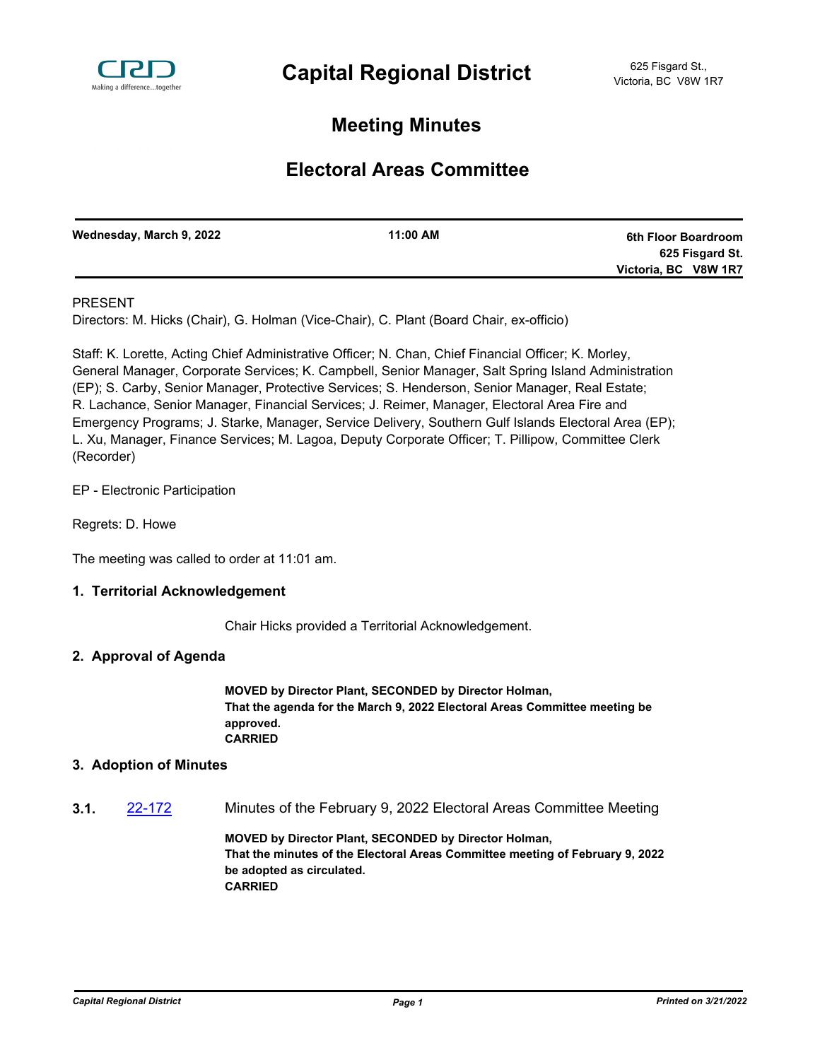# Capital Regional District

625 Fisgard St.,
Victoria, BC V8W 1R7

## Meeting Minutes

## Electoral Areas Committee

| Wednesday, March 9, 2022 | 11:00 AM | 6th Floor Boardroom<br>625 Fisgard St.<br>Victoria, BC V8W 1R7 |
|---|---|---|

PRESENT

Directors: M. Hicks (Chair), G. Holman (Vice-Chair), C. Plant (Board Chair, ex-officio)

Staff: K. Lorette, Acting Chief Administrative Officer; N. Chan, Chief Financial Officer; K. Morley, General Manager, Corporate Services; K. Campbell, Senior Manager, Salt Spring Island Administration (EP); S. Carby, Senior Manager, Protective Services; S. Henderson, Senior Manager, Real Estate; R. Lachance, Senior Manager, Financial Services; J. Reimer, Manager, Electoral Area Fire and Emergency Programs; J. Starke, Manager, Service Delivery, Southern Gulf Islands Electoral Area (EP); L. Xu, Manager, Finance Services; M. Lagoa, Deputy Corporate Officer; T. Pillipow, Committee Clerk (Recorder)

EP - Electronic Participation

Regrets: D. Howe

The meeting was called to order at 11:01 am.

### 1. Territorial Acknowledgement

Chair Hicks provided a Territorial Acknowledgement.

### 2. Approval of Agenda

**MOVED by Director Plant, SECONDED by Director Holman,**
**That the agenda for the March 9, 2022 Electoral Areas Committee meeting be approved.**
**CARRIED**

### 3. Adoption of Minutes

**3.1.** 22-172 Minutes of the February 9, 2022 Electoral Areas Committee Meeting

**MOVED by Director Plant, SECONDED by Director Holman,**
**That the minutes of the Electoral Areas Committee meeting of February 9, 2022 be adopted as circulated.**
**CARRIED**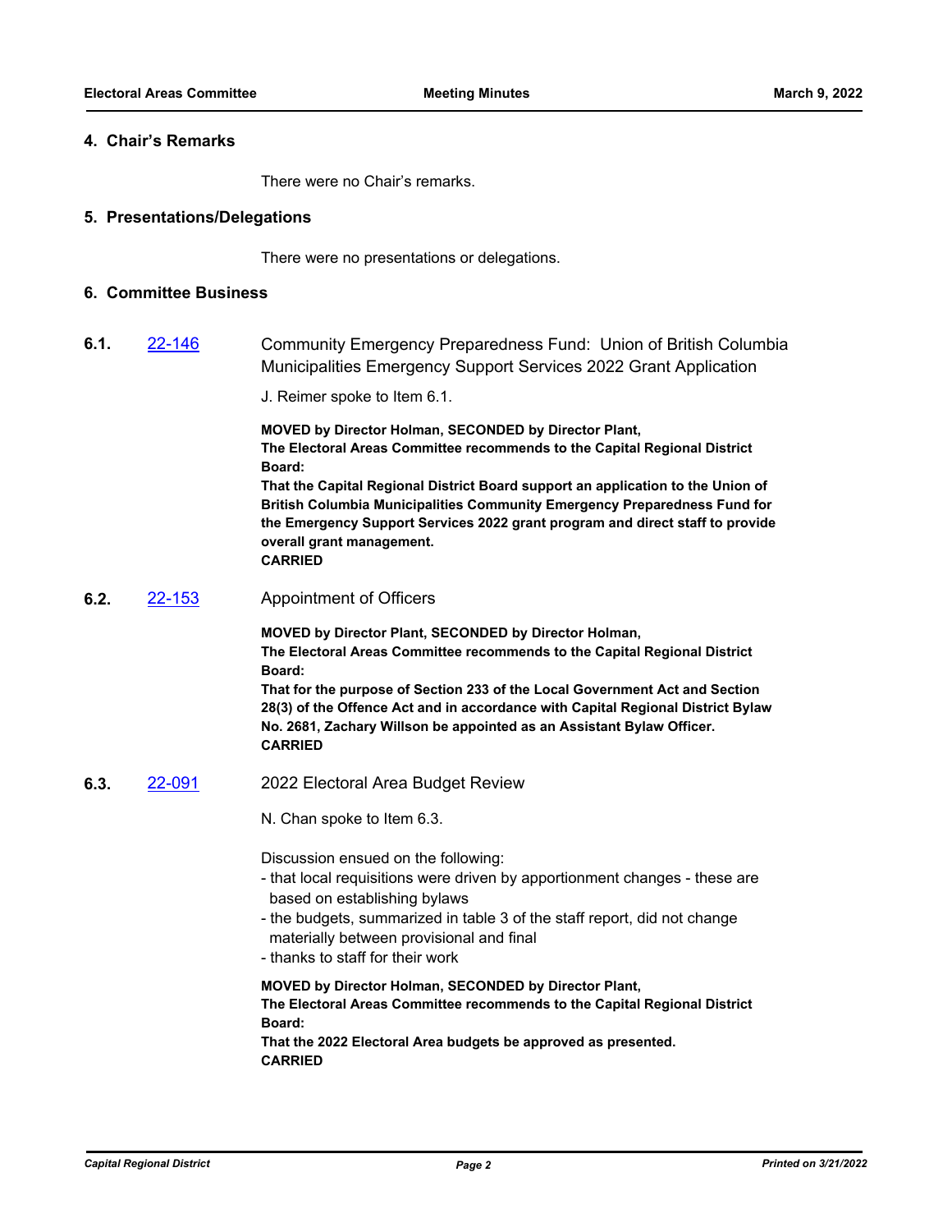## 4. Chair's Remarks

There were no Chair's remarks.

## 5. Presentations/Delegations

There were no presentations or delegations.

## 6. Committee Business

### 6.1. 22-146 Community Emergency Preparedness Fund: Union of British Columbia Municipalities Emergency Support Services 2022 Grant Application

J. Reimer spoke to Item 6.1.

**MOVED by Director Holman, SECONDED by Director Plant,**
**The Electoral Areas Committee recommends to the Capital Regional District Board:**
**That the Capital Regional District Board support an application to the Union of British Columbia Municipalities Community Emergency Preparedness Fund for the Emergency Support Services 2022 grant program and direct staff to provide overall grant management.**
**CARRIED**

### 6.2. 22-153 Appointment of Officers

**MOVED by Director Plant, SECONDED by Director Holman,**
**The Electoral Areas Committee recommends to the Capital Regional District Board:**
**That for the purpose of Section 233 of the Local Government Act and Section 28(3) of the Offence Act and in accordance with Capital Regional District Bylaw No. 2681, Zachary Willson be appointed as an Assistant Bylaw Officer.**
**CARRIED**

### 6.3. 22-091 2022 Electoral Area Budget Review

N. Chan spoke to Item 6.3.

Discussion ensued on the following:
- that local requisitions were driven by apportionment changes - these are based on establishing bylaws
- the budgets, summarized in table 3 of the staff report, did not change materially between provisional and final
- thanks to staff for their work

**MOVED by Director Holman, SECONDED by Director Plant,**
**The Electoral Areas Committee recommends to the Capital Regional District Board:**
**That the 2022 Electoral Area budgets be approved as presented.**
**CARRIED**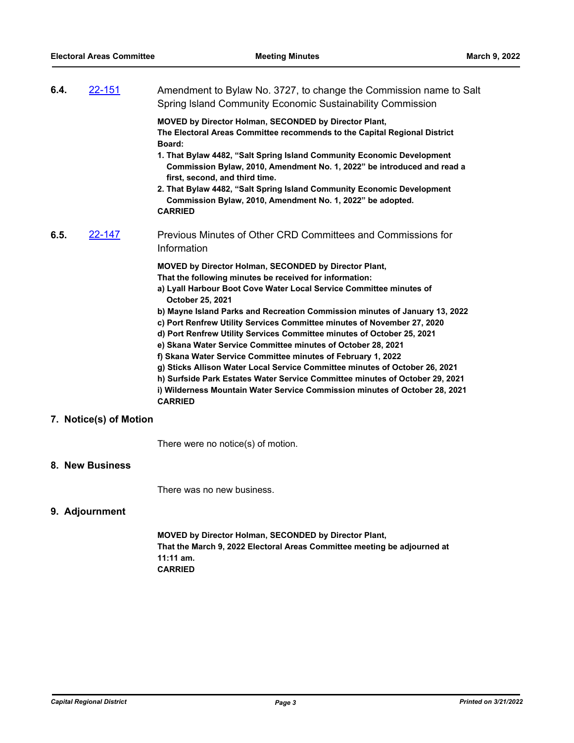**6.4.** 22-151 Amendment to Bylaw No. 3727, to change the Commission name to Salt Spring Island Community Economic Sustainability Commission

**MOVED by Director Holman, SECONDED by Director Plant,**
**The Electoral Areas Committee recommends to the Capital Regional District Board:**

**1. That Bylaw 4482, "Salt Spring Island Community Economic Development Commission Bylaw, 2010, Amendment No. 1, 2022" be introduced and read a first, second, and third time.**

**2. That Bylaw 4482, "Salt Spring Island Community Economic Development Commission Bylaw, 2010, Amendment No. 1, 2022" be adopted.**

**CARRIED**

**6.5.** 22-147 Previous Minutes of Other CRD Committees and Commissions for Information

**MOVED by Director Holman, SECONDED by Director Plant,**
**That the following minutes be received for information:**

**a) Lyall Harbour Boot Cove Water Local Service Committee minutes of October 25, 2021**
**b) Mayne Island Parks and Recreation Commission minutes of January 13, 2022**
**c) Port Renfrew Utility Services Committee minutes of November 27, 2020**
**d) Port Renfrew Utility Services Committee minutes of October 25, 2021**
**e) Skana Water Service Committee minutes of October 28, 2021**
**f) Skana Water Service Committee minutes of February 1, 2022**
**g) Sticks Allison Water Local Service Committee minutes of October 26, 2021**
**h) Surfside Park Estates Water Service Committee minutes of October 29, 2021**
**i) Wilderness Mountain Water Service Commission minutes of October 28, 2021**

**CARRIED**

## 7. Notice(s) of Motion

There were no notice(s) of motion.

## 8. New Business

There was no new business.

## 9. Adjournment

**MOVED by Director Holman, SECONDED by Director Plant,**
**That the March 9, 2022 Electoral Areas Committee meeting be adjourned at 11:11 am.**
**CARRIED**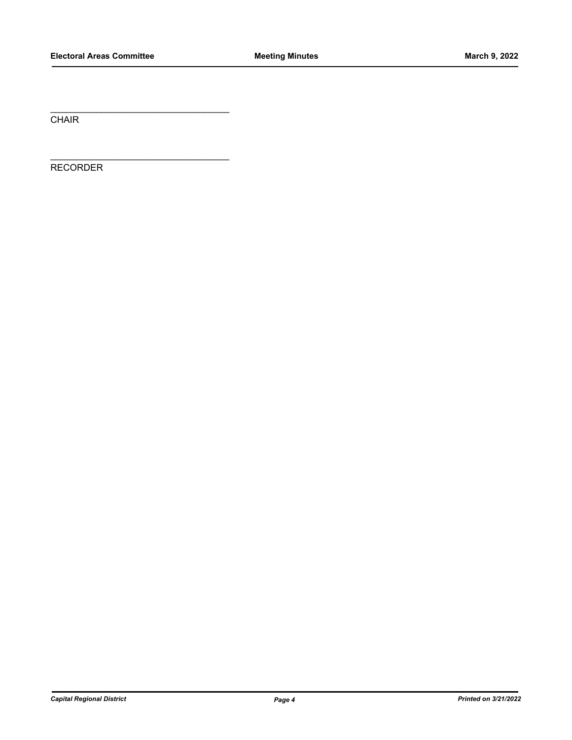___________________________________

CHAIR

___________________________________

RECORDER